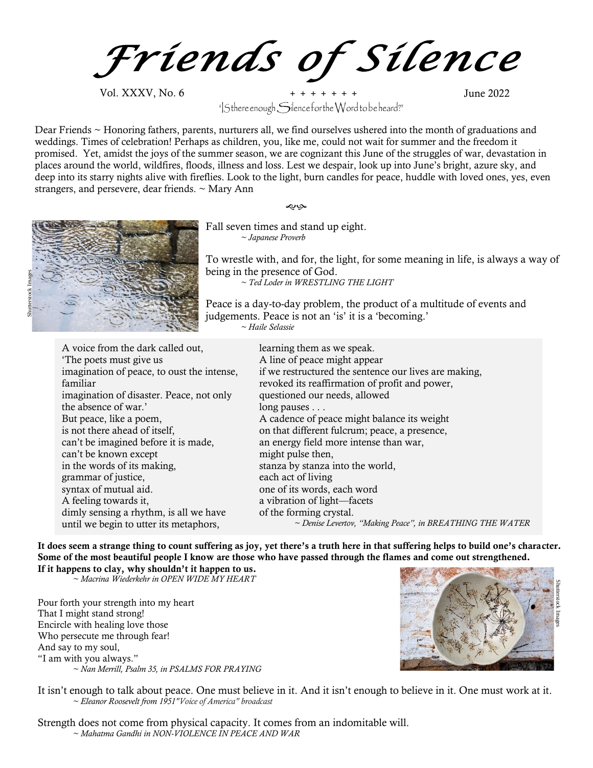# *Friends of Silence*

Vol. XXXV, No. 6 + + + + + + + June 2022

"Is there enough Silence for the Word to be heard?"

Dear Friends ~ Honoring fathers, parents, nurturers all, we find ourselves ushered into the month of graduations and weddings. Times of celebration! Perhaps as children, you, like me, could not wait for summer and the freedom it promised. Yet, amidst the joys of the summer season, we are cognizant this June of the struggles of war, devastation in places around the world, wildfires, floods, illness and loss. Lest we despair, look up into June's bright, azure sky, and deep into its starry nights alive with fireflies. Look to the light, burn candles for peace, huddle with loved ones, yes, even strangers, and persevere, dear friends. ~ Mary Ann

Shutterstock Images

Fall seven times and stand up eight.
*~ Japanese Proverb*

To wrestle with, and for, the light, for some meaning in life, is always a way of being in the presence of God.
*~ Ted Loder in WRESTLING THE LIGHT*

Peace is a day-to-day problem, the product of a multitude of events and judgements. Peace is not an 'is' it is a 'becoming.'
*~ Haile Selassie*

A voice from the dark called out,
'The poets must give us
imagination of peace, to oust the intense, familiar
imagination of disaster. Peace, not only
the absence of war.'
But peace, like a poem,
is not there ahead of itself,
can't be imagined before it is made,
can't be known except
in the words of its making,
grammar of justice,
syntax of mutual aid.
A feeling towards it,
dimly sensing a rhythm, is all we have
until we begin to utter its metaphors,
learning them as we speak.
A line of peace might appear
if we restructured the sentence our lives are making,
revoked its reaffirmation of profit and power,
questioned our needs, allowed
long pauses . . .
A cadence of peace might balance its weight
on that different fulcrum; peace, a presence,
an energy field more intense than war,
might pulse then,
stanza by stanza into the world,
each act of living
one of its words, each word
a vibration of light—facets
of the forming crystal.
*~ Denise Levertov, "Making Peace", in BREATHING THE WATER*

**It does seem a strange thing to count suffering as joy, yet there's a truth here in that suffering helps to build one's character. Some of the most beautiful people I know are those who have passed through the flames and come out strengthened. If it happens to clay, why shouldn't it happen to us.**
*~ Macrina Wiederkehr in OPEN WIDE MY HEART*

Shutterstock Images

Pour forth your strength into my heart
That I might stand strong!
Encircle with healing love those
Who persecute me through fear!
And say to my soul,
"I am with you always."
*~ Nan Merrill, Psalm 35, in PSALMS FOR PRAYING*

It isn't enough to talk about peace. One must believe in it. And it isn't enough to believe in it. One must work at it.
*~ Eleanor Roosevelt from 1951"Voice of America" broadcast*

Strength does not come from physical capacity. It comes from an indomitable will.
*~ Mahatma Gandhi in NON-VIOLENCE IN PEACE AND WAR*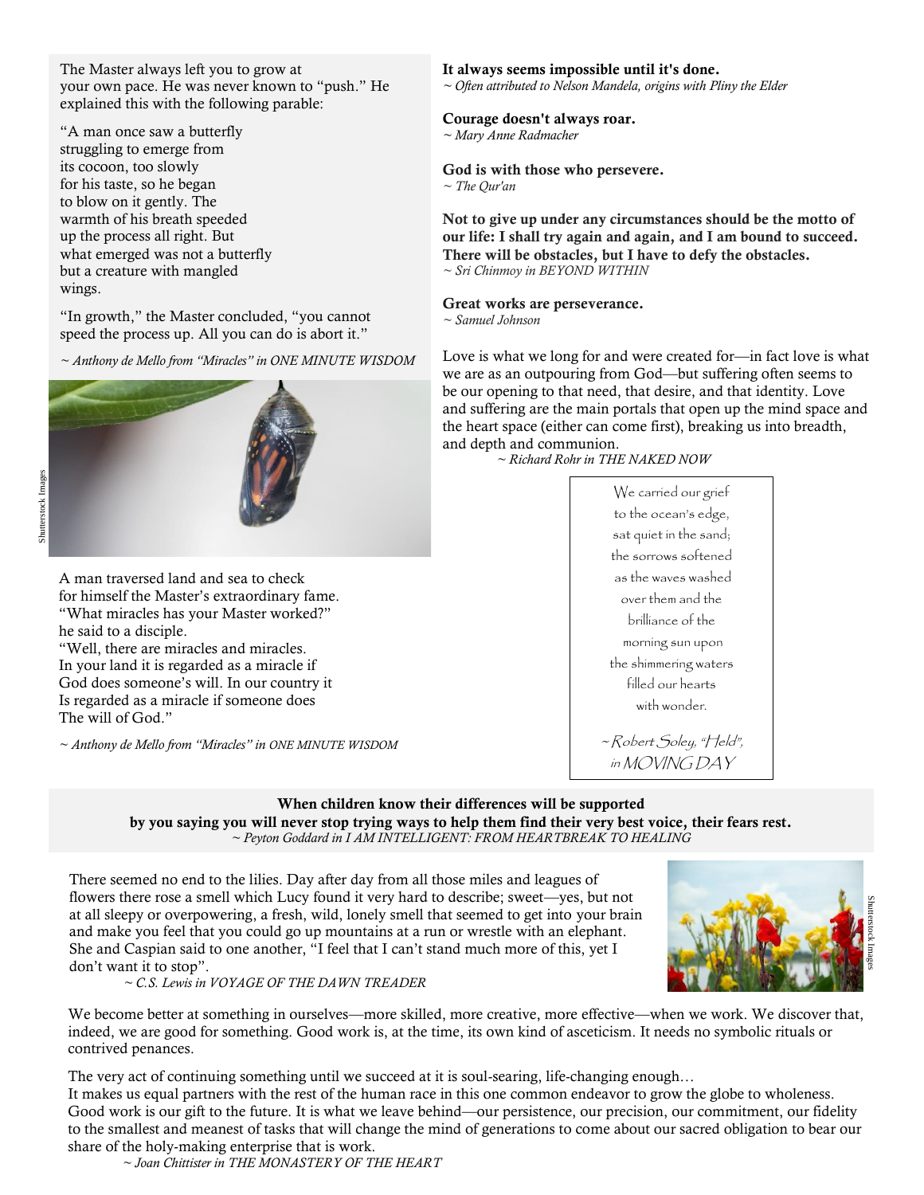The Master always left you to grow at your own pace. He was never known to "push." He explained this with the following parable:

"A man once saw a butterfly struggling to emerge from its cocoon, too slowly for his taste, so he began to blow on it gently. The warmth of his breath speeded up the process all right. But what emerged was not a butterfly but a creature with mangled wings.

"In growth," the Master concluded, "you cannot speed the process up. All you can do is abort it."

*~ Anthony de Mello from "Miracles" in ONE MINUTE WISDOM*

Shutterstock Images

A man traversed land and sea to check for himself the Master's extraordinary fame.
"What miracles has your Master worked?" he said to a disciple.
"Well, there are miracles and miracles. In your land it is regarded as a miracle if God does someone's will. In our country it Is regarded as a miracle if someone does The will of God."

*~ Anthony de Mello from "Miracles" in ONE MINUTE WISDOM*

**It always seems impossible until it's done.**
*~ Often attributed to Nelson Mandela, origins with Pliny the Elder*

**Courage doesn't always roar.**
*~ Mary Anne Radmacher*

**God is with those who persevere.**
*~ The Qur'an*

**Not to give up under any circumstances should be the motto of our life: I shall try again and again, and I am bound to succeed. There will be obstacles, but I have to defy the obstacles.**
*~ Sri Chinmoy in BEYOND WITHIN*

**Great works are perseverance.**
*~ Samuel Johnson*

Love is what we long for and were created for—in fact love is what we are as an outpouring from God—but suffering often seems to be our opening to that need, that desire, and that identity. Love and suffering are the main portals that open up the mind space and the heart space (either can come first), breaking us into breadth, and depth and communion.
*~ Richard Rohr in THE NAKED NOW*

We carried our grief
to the ocean's edge,
sat quiet in the sand;
the sorrows softened
as the waves washed
over them and the
brilliance of the
morning sun upon
the shimmering waters
filled our hearts
with wonder.

*~ Robert Soley, "Held", in MOVING DAY*

**When children know their differences will be supported by you saying you will never stop trying ways to help them find their very best voice, their fears rest.**
*~ Peyton Goddard in I AM INTELLIGENT: FROM HEARTBREAK TO HEALING*

There seemed no end to the lilies. Day after day from all those miles and leagues of flowers there rose a smell which Lucy found it very hard to describe; sweet—yes, but not at all sleepy or overpowering, a fresh, wild, lonely smell that seemed to get into your brain and make you feel that you could go up mountains at a run or wrestle with an elephant. She and Caspian said to one another, "I feel that I can't stand much more of this, yet I don't want it to stop".
*~ C.S. Lewis in VOYAGE OF THE DAWN TREADER*

Shutterstock Images

We become better at something in ourselves—more skilled, more creative, more effective—when we work. We discover that, indeed, we are good for something. Good work is, at the time, its own kind of asceticism. It needs no symbolic rituals or contrived penances.

The very act of continuing something until we succeed at it is soul-searing, life-changing enough…
It makes us equal partners with the rest of the human race in this one common endeavor to grow the globe to wholeness. Good work is our gift to the future. It is what we leave behind—our persistence, our precision, our commitment, our fidelity to the smallest and meanest of tasks that will change the mind of generations to come about our sacred obligation to bear our share of the holy-making enterprise that is work.
*~ Joan Chittister in THE MONASTERY OF THE HEART*